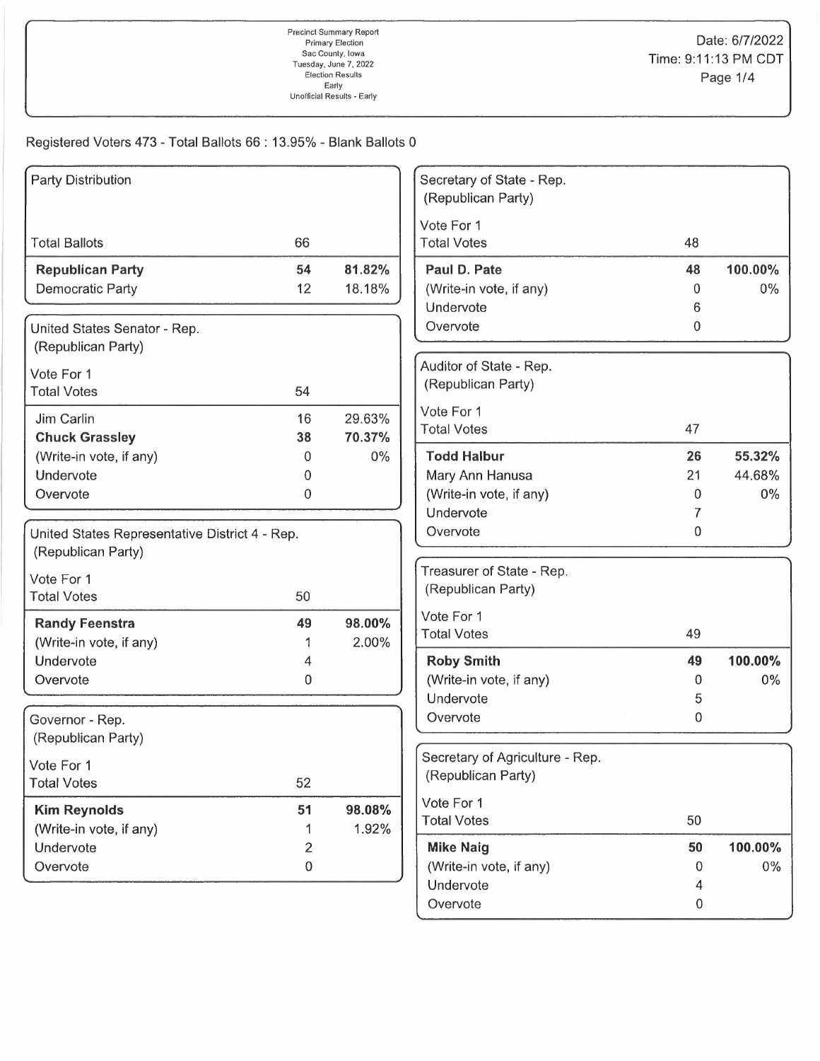Precinct Summary Report
Primary Election
Sac County, Iowa
Tuesday, June 7, 2022
Election Results
Early
Unofficial Results - Early

Date: 6/7/2022
Time: 9:11:13 PM CDT

Registered Voters 473 - Total Ballots 66 : 13.95% - Blank Ballots 0

### Party Distribution

| | | |
|---|---|---|
| Total Ballots | 66 | |
| **Republican Party** | **54** | **81.82%** |
| Democratic Party | 12 | 18.18% |

### United States Senator - Rep. (Republican Party)

| Vote For 1 | | |
|---|---|---|
| Total Votes | 54 | |
| Jim Carlin | 16 | 29.63% |
| **Chuck Grassley** | **38** | **70.37%** |
| (Write-in vote, if any) | 0 | 0% |
| Undervote | 0 | |
| Overvote | 0 | |

### United States Representative District 4 - Rep. (Republican Party)

| Vote For 1 | | |
|---|---|---|
| Total Votes | 50 | |
| **Randy Feenstra** | **49** | **98.00%** |
| (Write-in vote, if any) | 1 | 2.00% |
| Undervote | 4 | |
| Overvote | 0 | |

### Governor - Rep. (Republican Party)

| Vote For 1 | | |
|---|---|---|
| Total Votes | 52 | |
| **Kim Reynolds** | **51** | **98.08%** |
| (Write-in vote, if any) | 1 | 1.92% |
| Undervote | 2 | |
| Overvote | 0 | |

### Secretary of State - Rep. (Republican Party)

| Vote For 1 | | |
|---|---|---|
| Total Votes | 48 | |
| **Paul D. Pate** | **48** | **100.00%** |
| (Write-in vote, if any) | 0 | 0% |
| Undervote | 6 | |
| Overvote | 0 | |

### Auditor of State - Rep. (Republican Party)

| Vote For 1 | | |
|---|---|---|
| Total Votes | 47 | |
| **Todd Halbur** | **26** | **55.32%** |
| Mary Ann Hanusa | 21 | 44.68% |
| (Write-in vote, if any) | 0 | 0% |
| Undervote | 7 | |
| Overvote | 0 | |

### Treasurer of State - Rep. (Republican Party)

| Vote For 1 | | |
|---|---|---|
| Total Votes | 49 | |
| **Roby Smith** | **49** | **100.00%** |
| (Write-in vote, if any) | 0 | 0% |
| Undervote | 5 | |
| Overvote | 0 | |

### Secretary of Agriculture - Rep. (Republican Party)

| Vote For 1 | | |
|---|---|---|
| Total Votes | 50 | |
| **Mike Naig** | **50** | **100.00%** |
| (Write-in vote, if any) | 0 | 0% |
| Undervote | 4 | |
| Overvote | 0 | |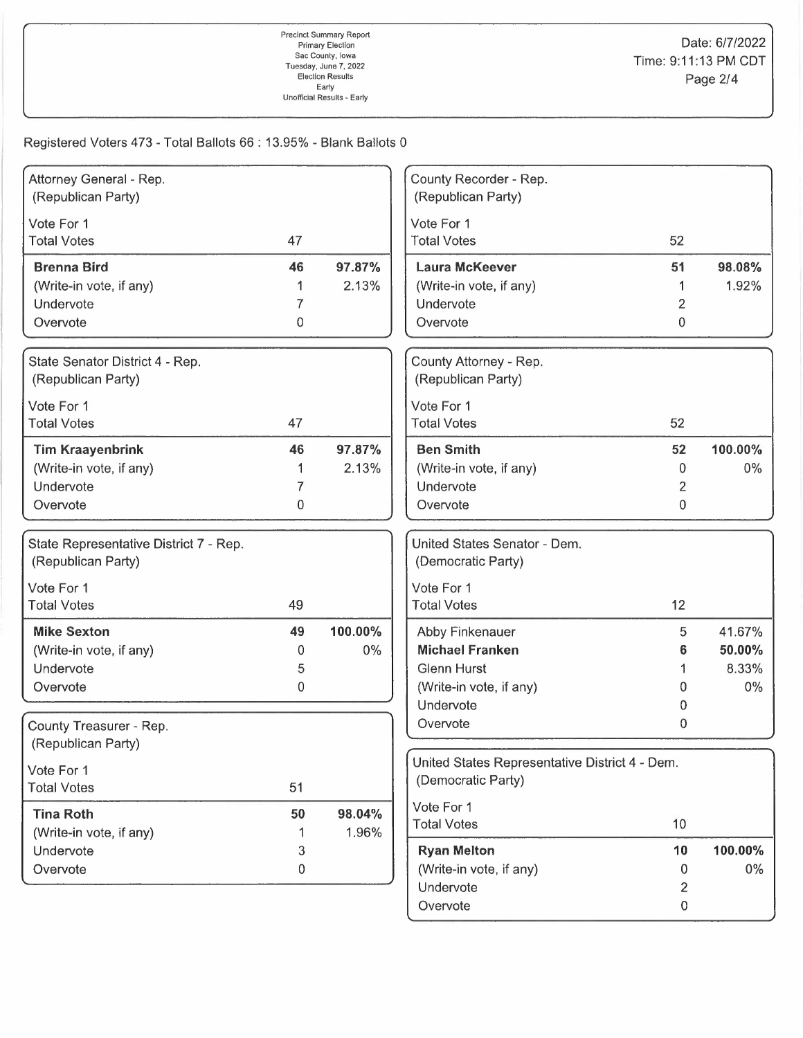Precinct Summary Report
Primary Election
Sac County, Iowa
Tuesday, June 7, 2022
Election Results
Early
Unofficial Results - Early

Date: 6/7/2022
Time: 9:11:13 PM CDT

Registered Voters 473 - Total Ballots 66 : 13.95% - Blank Ballots 0

### Attorney General - Rep.
(Republican Party)

| Vote For 1 | | |
|---|---|---|
| Total Votes | 47 | |
| **Brenna Bird** | **46** | **97.87%** |
| (Write-in vote, if any) | 1 | 2.13% |
| Undervote | 7 | |
| Overvote | 0 | |

### State Senator District 4 - Rep.
(Republican Party)

| Vote For 1 | | |
|---|---|---|
| Total Votes | 47 | |
| **Tim Kraayenbrink** | **46** | **97.87%** |
| (Write-in vote, if any) | 1 | 2.13% |
| Undervote | 7 | |
| Overvote | 0 | |

### State Representative District 7 - Rep.
(Republican Party)

| Vote For 1 | | |
|---|---|---|
| Total Votes | 49 | |
| **Mike Sexton** | **49** | **100.00%** |
| (Write-in vote, if any) | 0 | 0% |
| Undervote | 5 | |
| Overvote | 0 | |

### County Treasurer - Rep.
(Republican Party)

| Vote For 1 | | |
|---|---|---|
| Total Votes | 51 | |
| **Tina Roth** | **50** | **98.04%** |
| (Write-in vote, if any) | 1 | 1.96% |
| Undervote | 3 | |
| Overvote | 0 | |

### County Recorder - Rep.
(Republican Party)

| Vote For 1 | | |
|---|---|---|
| Total Votes | 52 | |
| **Laura McKeever** | **51** | **98.08%** |
| (Write-in vote, if any) | 1 | 1.92% |
| Undervote | 2 | |
| Overvote | 0 | |

### County Attorney - Rep.
(Republican Party)

| Vote For 1 | | |
|---|---|---|
| Total Votes | 52 | |
| **Ben Smith** | **52** | **100.00%** |
| (Write-in vote, if any) | 0 | 0% |
| Undervote | 2 | |
| Overvote | 0 | |

### United States Senator - Dem.
(Democratic Party)

| Vote For 1 | | |
|---|---|---|
| Total Votes | 12 | |
| Abby Finkenauer | 5 | 41.67% |
| **Michael Franken** | **6** | **50.00%** |
| Glenn Hurst | 1 | 8.33% |
| (Write-in vote, if any) | 0 | 0% |
| Undervote | 0 | |
| Overvote | 0 | |

### United States Representative District 4 - Dem.
(Democratic Party)

| Vote For 1 | | |
|---|---|---|
| Total Votes | 10 | |
| **Ryan Melton** | **10** | **100.00%** |
| (Write-in vote, if any) | 0 | 0% |
| Undervote | 2 | |
| Overvote | 0 | |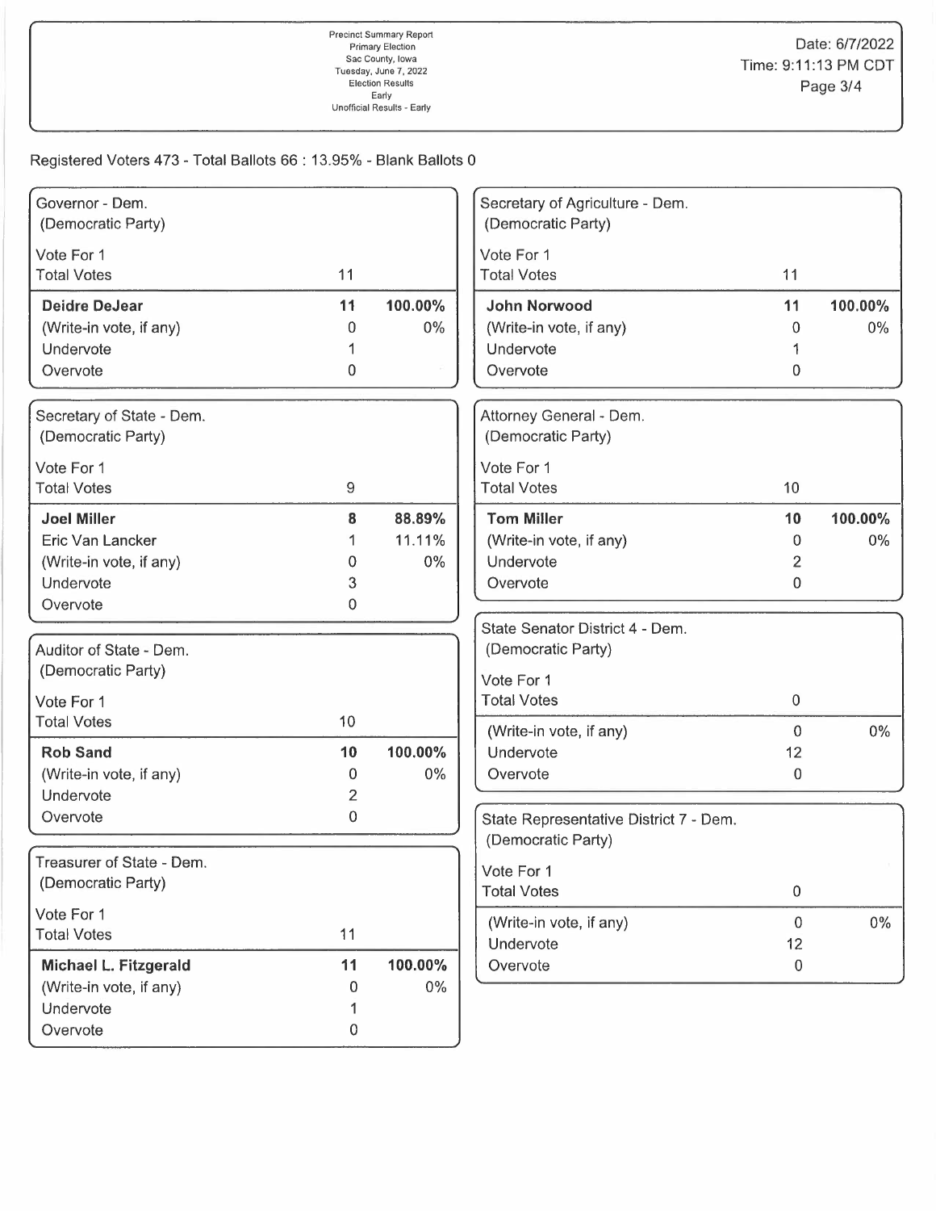Precinct Summary Report
Primary Election
Sac County, Iowa
Tuesday, June 7, 2022
Election Results
Early
Unofficial Results - Early

Date: 6/7/2022
Time: 9:11:13 PM CDT

Registered Voters 473 - Total Ballots 66 : 13.95% - Blank Ballots 0

### Governor - Dem.
(Democratic Party)

| Vote For 1 | | |
|---|---|---|
| Total Votes | 11 | |
| **Deidre DeJear** | **11** | **100.00%** |
| (Write-in vote, if any) | 0 | 0% |
| Undervote | 1 | |
| Overvote | 0 | |

### Secretary of State - Dem.
(Democratic Party)

| Vote For 1 | | |
|---|---|---|
| Total Votes | 9 | |
| **Joel Miller** | **8** | **88.89%** |
| Eric Van Lancker | 1 | 11.11% |
| (Write-in vote, if any) | 0 | 0% |
| Undervote | 3 | |
| Overvote | 0 | |

### Auditor of State - Dem.
(Democratic Party)

| Vote For 1 | | |
|---|---|---|
| Total Votes | 10 | |
| **Rob Sand** | **10** | **100.00%** |
| (Write-in vote, if any) | 0 | 0% |
| Undervote | 2 | |
| Overvote | 0 | |

### Treasurer of State - Dem.
(Democratic Party)

| Vote For 1 | | |
|---|---|---|
| Total Votes | 11 | |
| **Michael L. Fitzgerald** | **11** | **100.00%** |
| (Write-in vote, if any) | 0 | 0% |
| Undervote | 1 | |
| Overvote | 0 | |

### Secretary of Agriculture - Dem.
(Democratic Party)

| Vote For 1 | | |
|---|---|---|
| Total Votes | 11 | |
| **John Norwood** | **11** | **100.00%** |
| (Write-in vote, if any) | 0 | 0% |
| Undervote | 1 | |
| Overvote | 0 | |

### Attorney General - Dem.
(Democratic Party)

| Vote For 1 | | |
|---|---|---|
| Total Votes | 10 | |
| **Tom Miller** | **10** | **100.00%** |
| (Write-in vote, if any) | 0 | 0% |
| Undervote | 2 | |
| Overvote | 0 | |

### State Senator District 4 - Dem.
(Democratic Party)

| Vote For 1 | | |
|---|---|---|
| Total Votes | 0 | |
| (Write-in vote, if any) | 0 | 0% |
| Undervote | 12 | |
| Overvote | 0 | |

### State Representative District 7 - Dem.
(Democratic Party)

| Vote For 1 | | |
|---|---|---|
| Total Votes | 0 | |
| (Write-in vote, if any) | 0 | 0% |
| Undervote | 12 | |
| Overvote | 0 | |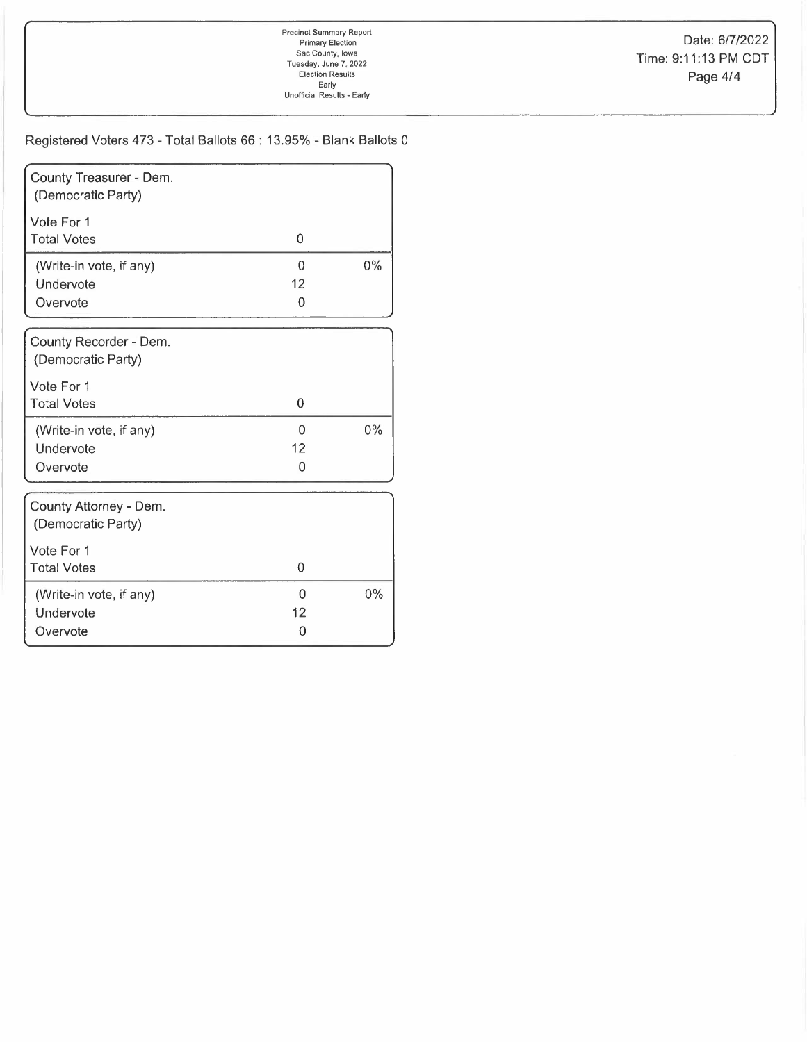Precinct Summary Report
Primary Election
Sac County, Iowa
Tuesday, June 7, 2022
Election Results
Early
Unofficial Results - Early

Date: 6/7/2022
Time: 9:11:13 PM CDT

Registered Voters 473 - Total Ballots 66 : 13.95% - Blank Ballots 0

| County Treasurer - Dem. (Democratic Party) | | |
|---|---|---|
| Vote For 1 | | |
| Total Votes | 0 | |
| (Write-in vote, if any) | 0 | 0% |
| Undervote | 12 | |
| Overvote | 0 | |

| County Recorder - Dem. (Democratic Party) | | |
|---|---|---|
| Vote For 1 | | |
| Total Votes | 0 | |
| (Write-in vote, if any) | 0 | 0% |
| Undervote | 12 | |
| Overvote | 0 | |

| County Attorney - Dem. (Democratic Party) | | |
|---|---|---|
| Vote For 1 | | |
| Total Votes | 0 | |
| (Write-in vote, if any) | 0 | 0% |
| Undervote | 12 | |
| Overvote | 0 | |